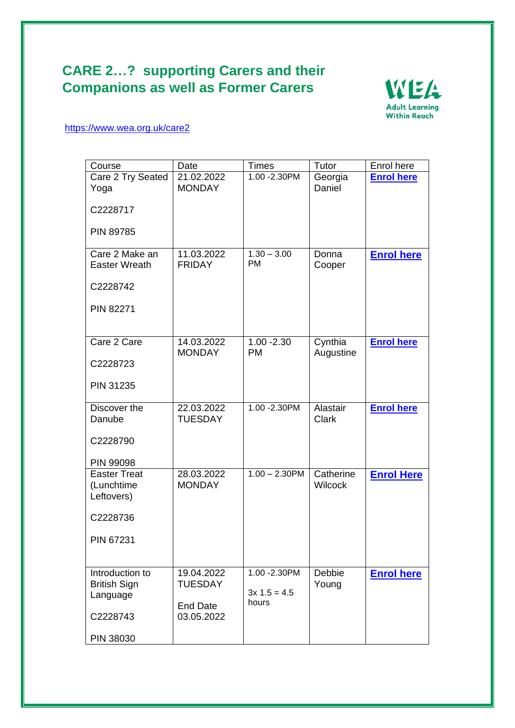# CARE 2…? supporting Carers and their Companions as well as Former Carers

WEA
Adult Learning Within Reach

https://www.wea.org.uk/care2

| Course | Date | Times | Tutor | Enrol here |
|---|---|---|---|---|
| Care 2 Try Seated Yoga<br><br>C2228717<br><br>PIN 89785 | 21.02.2022 MONDAY | 1.00 -2.30PM | Georgia Daniel | **Enrol here** |
| Care 2 Make an Easter Wreath<br><br>C2228742<br><br>PIN 82271 | 11.03.2022 FRIDAY | 1.30 – 3.00 PM | Donna Cooper | **Enrol here** |
| Care 2 Care<br><br>C2228723<br><br>PIN 31235 | 14.03.2022 MONDAY | 1.00 -2.30 PM | Cynthia Augustine | **Enrol here** |
| Discover the Danube<br><br>C2228790<br><br>PIN 99098 | 22.03.2022 TUESDAY | 1.00 -2.30PM | Alastair Clark | **Enrol here** |
| Easter Treat (Lunchtime Leftovers)<br><br>C2228736<br><br>PIN 67231 | 28.03.2022 MONDAY | 1.00 – 2.30PM | Catherine Wilcock | **Enrol Here** |
| Introduction to British Sign Language<br><br>C2228743<br><br>PIN 38030 | 19.04.2022 TUESDAY<br><br>End Date 03.05.2022 | 1.00 -2.30PM<br><br>3x 1.5 = 4.5 hours | Debbie Young | **Enrol here** |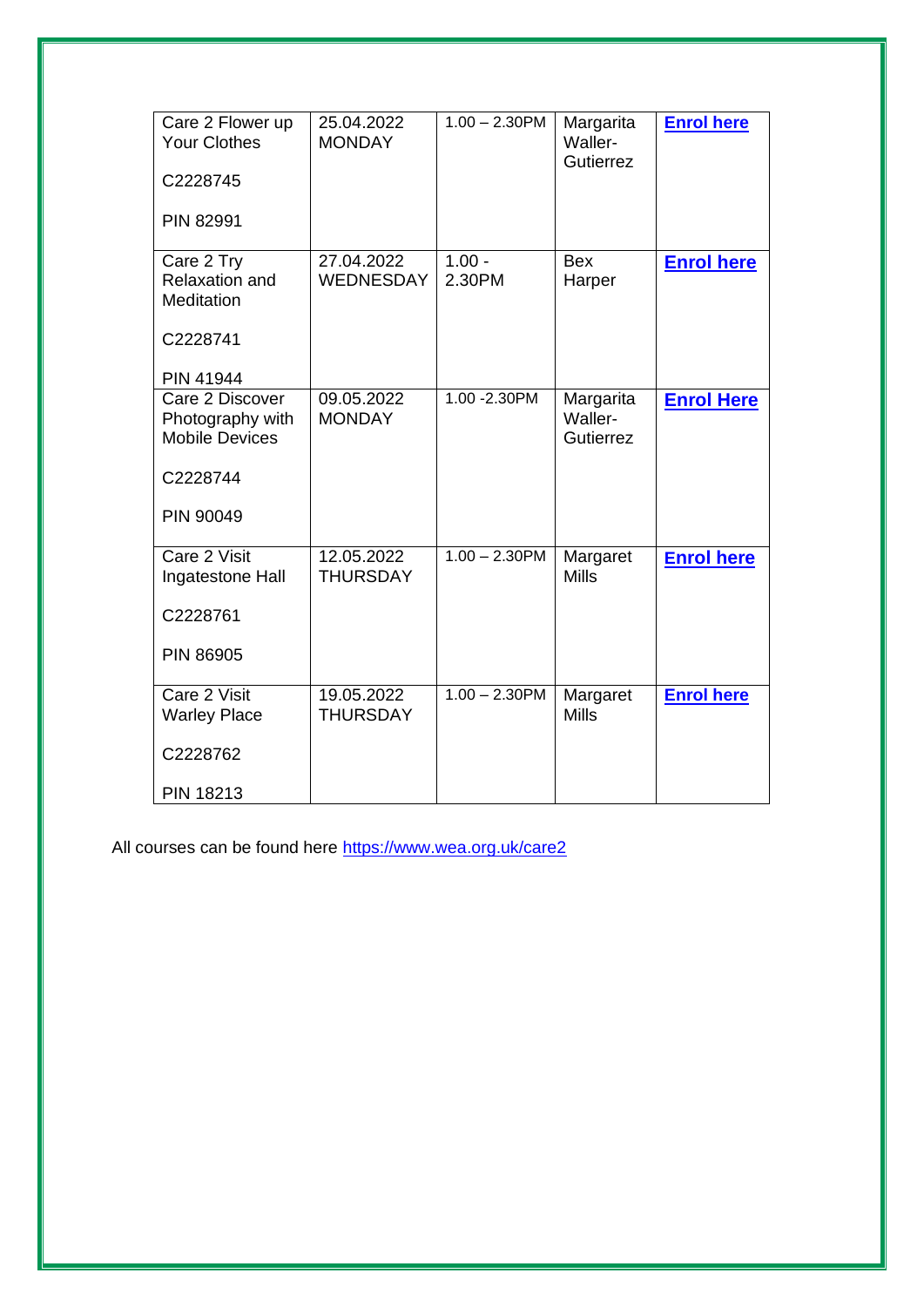| | | | | |
|---|---|---|---|---|
| Care 2 Flower up Your Clothes<br><br>C2228745<br><br>PIN 82991 | 25.04.2022 MONDAY | 1.00 – 2.30PM | Margarita Waller-Gutierrez | **Enrol here** |
| Care 2 Try Relaxation and Meditation<br><br>C2228741<br><br>PIN 41944 | 27.04.2022 WEDNESDAY | 1.00 - 2.30PM | Bex Harper | **Enrol here** |
| Care 2 Discover Photography with Mobile Devices<br><br>C2228744<br><br>PIN 90049 | 09.05.2022 MONDAY | 1.00 -2.30PM | Margarita Waller-Gutierrez | **Enrol Here** |
| Care 2 Visit Ingatestone Hall<br><br>C2228761<br><br>PIN 86905 | 12.05.2022 THURSDAY | 1.00 – 2.30PM | Margaret Mills | **Enrol here** |
| Care 2 Visit Warley Place<br><br>C2228762<br><br>PIN 18213 | 19.05.2022 THURSDAY | 1.00 – 2.30PM | Margaret Mills | **Enrol here** |

All courses can be found here https://www.wea.org.uk/care2